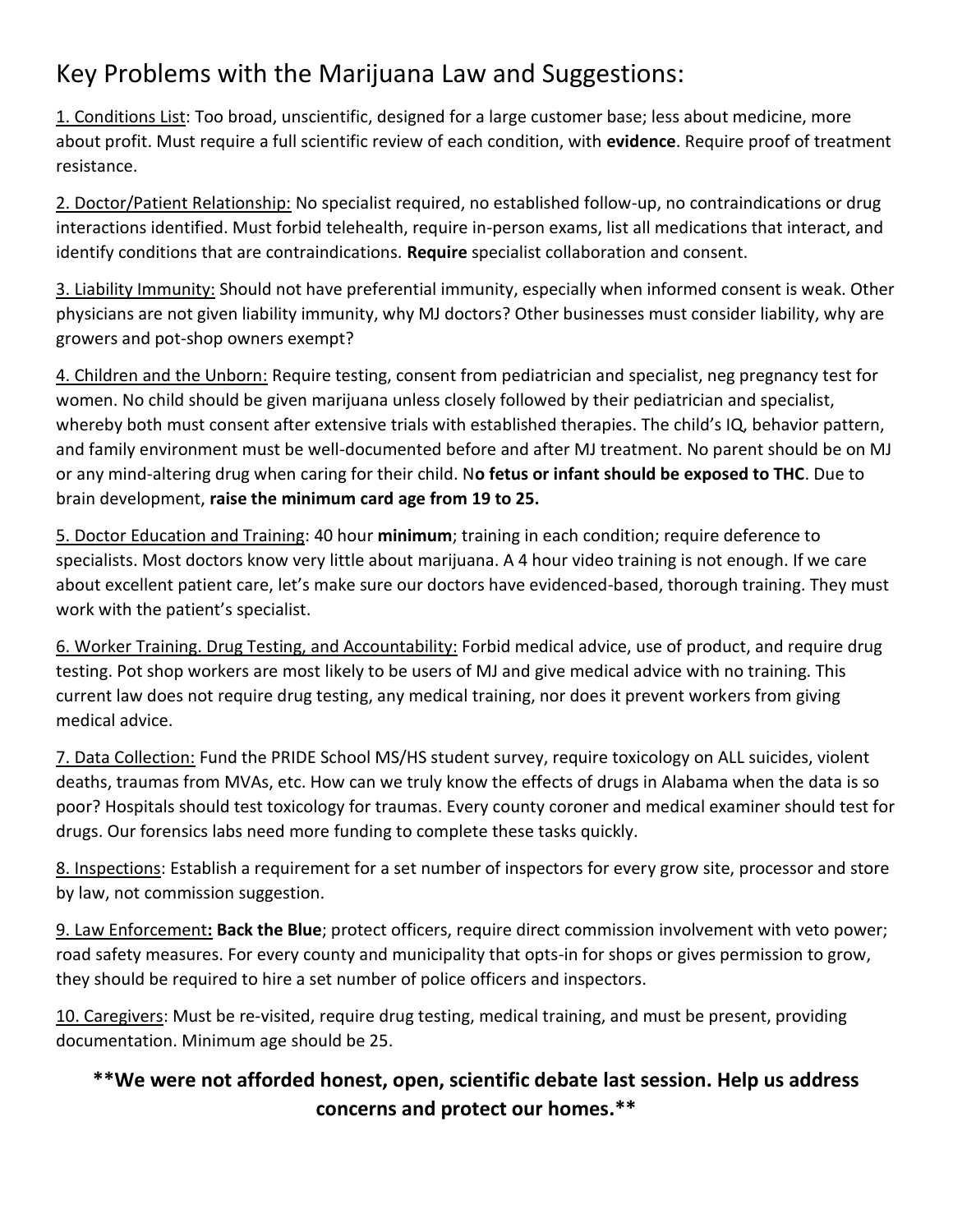# Key Problems with the Marijuana Law and Suggestions:

1. Conditions List: Too broad, unscientific, designed for a large customer base; less about medicine, more about profit. Must require a full scientific review of each condition, with **evidence**. Require proof of treatment resistance.

2. Doctor/Patient Relationship: No specialist required, no established follow-up, no contraindications or drug interactions identified. Must forbid telehealth, require in-person exams, list all medications that interact, and identify conditions that are contraindications. **Require** specialist collaboration and consent.

3. Liability Immunity: Should not have preferential immunity, especially when informed consent is weak. Other physicians are not given liability immunity, why MJ doctors? Other businesses must consider liability, why are growers and pot-shop owners exempt?

4. Children and the Unborn: Require testing, consent from pediatrician and specialist, neg pregnancy test for women. No child should be given marijuana unless closely followed by their pediatrician and specialist, whereby both must consent after extensive trials with established therapies. The child's IQ, behavior pattern, and family environment must be well-documented before and after MJ treatment. No parent should be on MJ or any mind-altering drug when caring for their child. N**o fetus or infant should be exposed to THC**. Due to brain development, **raise the minimum card age from 19 to 25.**

5. Doctor Education and Training: 40 hour **minimum**; training in each condition; require deference to specialists. Most doctors know very little about marijuana. A 4 hour video training is not enough. If we care about excellent patient care, let's make sure our doctors have evidenced-based, thorough training. They must work with the patient's specialist.

6. Worker Training. Drug Testing, and Accountability: Forbid medical advice, use of product, and require drug testing. Pot shop workers are most likely to be users of MJ and give medical advice with no training. This current law does not require drug testing, any medical training, nor does it prevent workers from giving medical advice.

7. Data Collection: Fund the PRIDE School MS/HS student survey, require toxicology on ALL suicides, violent deaths, traumas from MVAs, etc. How can we truly know the effects of drugs in Alabama when the data is so poor? Hospitals should test toxicology for traumas. Every county coroner and medical examiner should test for drugs. Our forensics labs need more funding to complete these tasks quickly.

8. Inspections: Establish a requirement for a set number of inspectors for every grow site, processor and store by law, not commission suggestion.

9. Law Enforcement**: Back the Blue**; protect officers, require direct commission involvement with veto power; road safety measures. For every county and municipality that opts-in for shops or gives permission to grow, they should be required to hire a set number of police officers and inspectors.

10. Caregivers: Must be re-visited, require drug testing, medical training, and must be present, providing documentation. Minimum age should be 25.

**\*\*We were not afforded honest, open, scientific debate last session. Help us address concerns and protect our homes.\*\***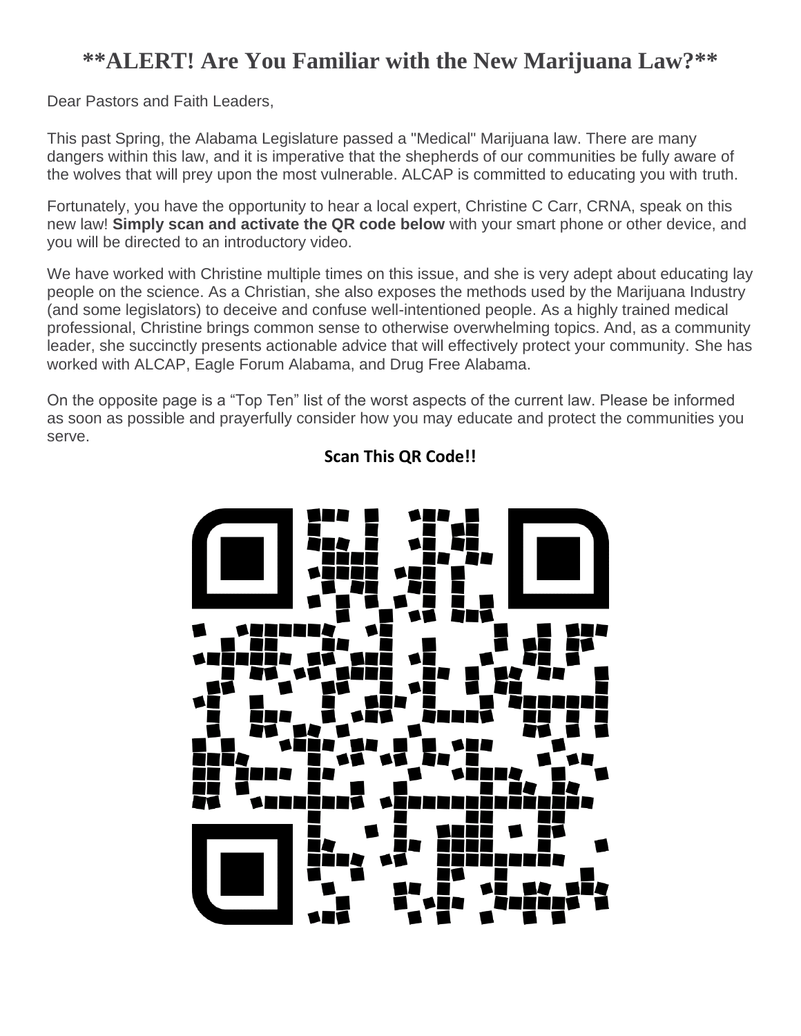# **ALERT! Are You Familiar with the New Marijuana Law?**

Dear Pastors and Faith Leaders,

This past Spring, the Alabama Legislature passed a "Medical" Marijuana law. There are many dangers within this law, and it is imperative that the shepherds of our communities be fully aware of the wolves that will prey upon the most vulnerable. ALCAP is committed to educating you with truth.

Fortunately, you have the opportunity to hear a local expert, Christine C Carr, CRNA, speak on this new law! **Simply scan and activate the QR code below** with your smart phone or other device, and you will be directed to an introductory video.

We have worked with Christine multiple times on this issue, and she is very adept about educating lay people on the science. As a Christian, she also exposes the methods used by the Marijuana Industry (and some legislators) to deceive and confuse well-intentioned people. As a highly trained medical professional, Christine brings common sense to otherwise overwhelming topics. And, as a community leader, she succinctly presents actionable advice that will effectively protect your community. She has worked with ALCAP, Eagle Forum Alabama, and Drug Free Alabama.

On the opposite page is a "Top Ten" list of the worst aspects of the current law. Please be informed as soon as possible and prayerfully consider how you may educate and protect the communities you serve.

**Scan This QR Code!!**